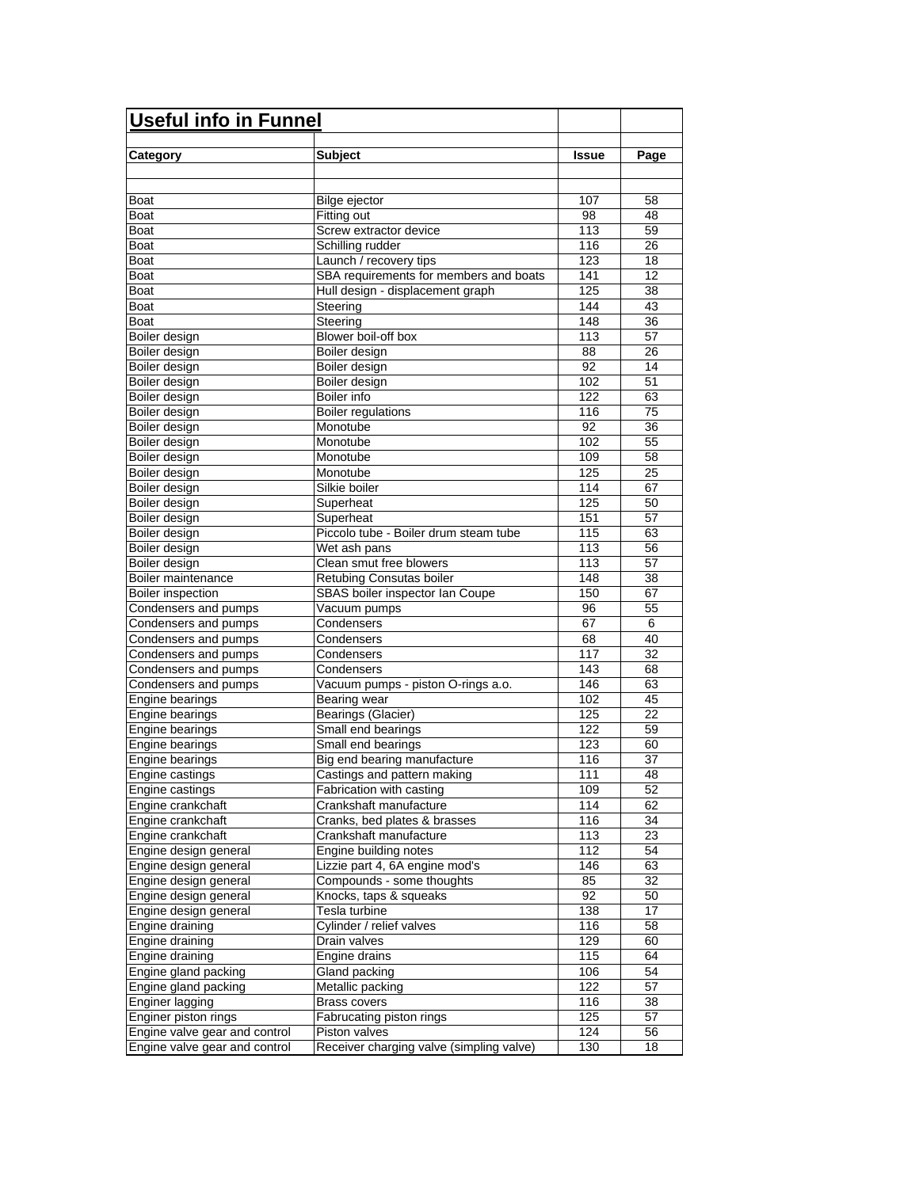## Useful info in Funnel

| Category | Subject | Issue | Page |
|---|---|---|---|
| Boat | Bilge ejector | 107 | 58 |
| Boat | Fitting out | 98 | 48 |
| Boat | Screw extractor device | 113 | 59 |
| Boat | Schilling rudder | 116 | 26 |
| Boat | Launch / recovery tips | 123 | 18 |
| Boat | SBA requirements for members and boats | 141 | 12 |
| Boat | Hull design - displacement graph | 125 | 38 |
| Boat | Steering | 144 | 43 |
| Boat | Steering | 148 | 36 |
| Boiler design | Blower boil-off box | 113 | 57 |
| Boiler design | Boiler design | 88 | 26 |
| Boiler design | Boiler design | 92 | 14 |
| Boiler design | Boiler design | 102 | 51 |
| Boiler design | Boiler info | 122 | 63 |
| Boiler design | Boiler regulations | 116 | 75 |
| Boiler design | Monotube | 92 | 36 |
| Boiler design | Monotube | 102 | 55 |
| Boiler design | Monotube | 109 | 58 |
| Boiler design | Monotube | 125 | 25 |
| Boiler design | Silkie boiler | 114 | 67 |
| Boiler design | Superheat | 125 | 50 |
| Boiler design | Superheat | 151 | 57 |
| Boiler design | Piccolo tube - Boiler drum steam tube | 115 | 63 |
| Boiler design | Wet ash pans | 113 | 56 |
| Boiler design | Clean smut free blowers | 113 | 57 |
| Boiler maintenance | Retubing Consutas boiler | 148 | 38 |
| Boiler inspection | SBAS boiler inspector Ian Coupe | 150 | 67 |
| Condensers and pumps | Vacuum pumps | 96 | 55 |
| Condensers and pumps | Condensers | 67 | 6 |
| Condensers and pumps | Condensers | 68 | 40 |
| Condensers and pumps | Condensers | 117 | 32 |
| Condensers and pumps | Condensers | 143 | 68 |
| Condensers and pumps | Vacuum pumps - piston O-rings a.o. | 146 | 63 |
| Engine bearings | Bearing wear | 102 | 45 |
| Engine bearings | Bearings (Glacier) | 125 | 22 |
| Engine bearings | Small end bearings | 122 | 59 |
| Engine bearings | Small end bearings | 123 | 60 |
| Engine bearings | Big end bearing manufacture | 116 | 37 |
| Engine castings | Castings and pattern making | 111 | 48 |
| Engine castings | Fabrication with casting | 109 | 52 |
| Engine crankchaft | Crankshaft manufacture | 114 | 62 |
| Engine crankchaft | Cranks, bed plates & brasses | 116 | 34 |
| Engine crankchaft | Crankshaft manufacture | 113 | 23 |
| Engine design general | Engine building notes | 112 | 54 |
| Engine design general | Lizzie part 4, 6A engine mod's | 146 | 63 |
| Engine design general | Compounds - some thoughts | 85 | 32 |
| Engine design general | Knocks, taps & squeaks | 92 | 50 |
| Engine design general | Tesla turbine | 138 | 17 |
| Engine draining | Cylinder / relief valves | 116 | 58 |
| Engine draining | Drain valves | 129 | 60 |
| Engine draining | Engine drains | 115 | 64 |
| Engine gland packing | Gland packing | 106 | 54 |
| Engine gland packing | Metallic packing | 122 | 57 |
| Enginer lagging | Brass covers | 116 | 38 |
| Enginer piston rings | Fabrucating piston rings | 125 | 57 |
| Engine valve gear and control | Piston valves | 124 | 56 |
| Engine valve gear and control | Receiver charging valve (simpling valve) | 130 | 18 |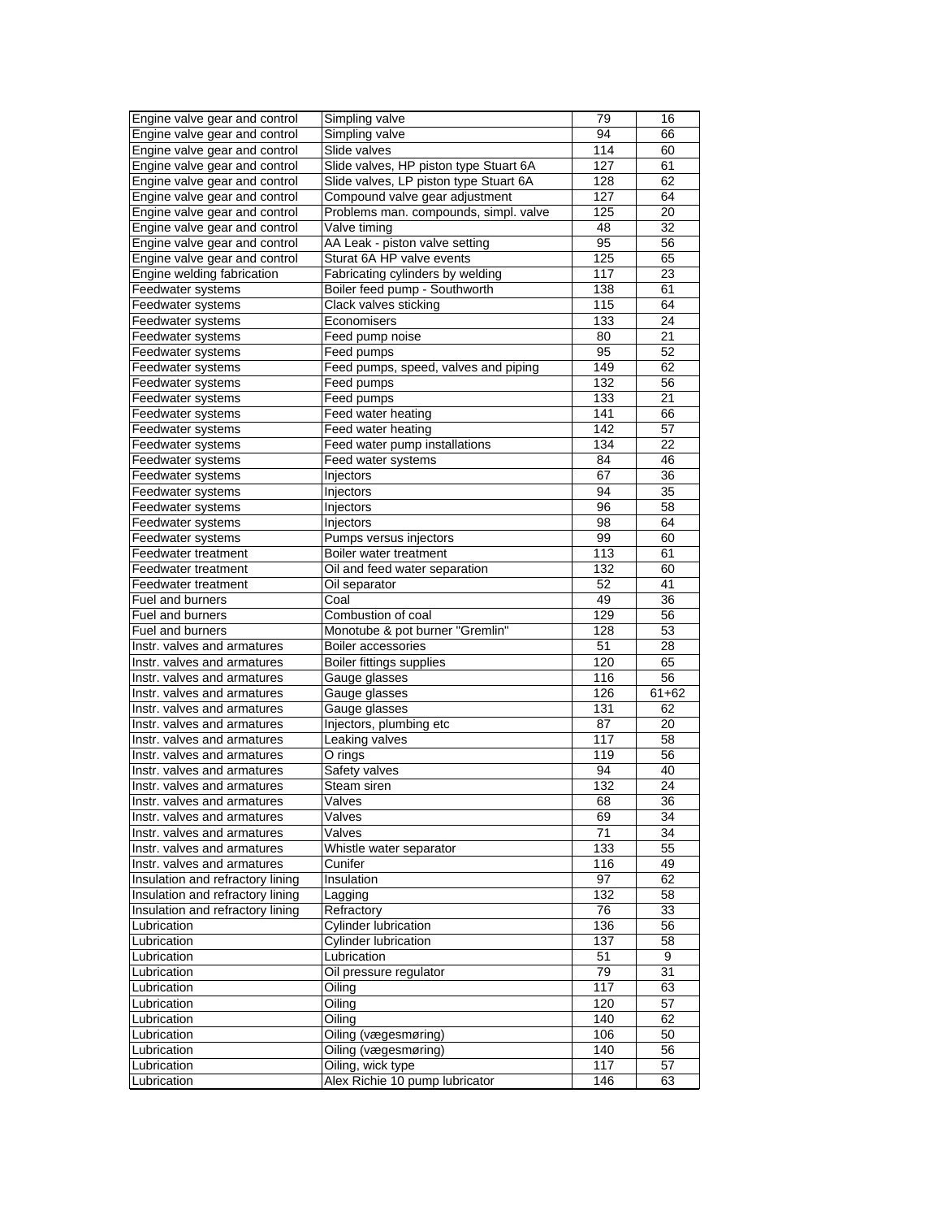| Engine valve gear and control | Simpling valve | 79 | 16 |
|---|---|---|---|
| Engine valve gear and control | Simpling valve | 94 | 66 |
| Engine valve gear and control | Slide valves | 114 | 60 |
| Engine valve gear and control | Slide valves, HP piston type Stuart 6A | 127 | 61 |
| Engine valve gear and control | Slide valves, LP piston type Stuart 6A | 128 | 62 |
| Engine valve gear and control | Compound valve gear adjustment | 127 | 64 |
| Engine valve gear and control | Problems man. compounds, simpl. valve | 125 | 20 |
| Engine valve gear and control | Valve timing | 48 | 32 |
| Engine valve gear and control | AA Leak - piston valve setting | 95 | 56 |
| Engine valve gear and control | Sturat 6A HP valve events | 125 | 65 |
| Engine welding fabrication | Fabricating cylinders by welding | 117 | 23 |
| Feedwater systems | Boiler feed pump - Southworth | 138 | 61 |
| Feedwater systems | Clack valves sticking | 115 | 64 |
| Feedwater systems | Economisers | 133 | 24 |
| Feedwater systems | Feed pump noise | 80 | 21 |
| Feedwater systems | Feed pumps | 95 | 52 |
| Feedwater systems | Feed pumps, speed, valves and piping | 149 | 62 |
| Feedwater systems | Feed pumps | 132 | 56 |
| Feedwater systems | Feed pumps | 133 | 21 |
| Feedwater systems | Feed water heating | 141 | 66 |
| Feedwater systems | Feed water heating | 142 | 57 |
| Feedwater systems | Feed water pump installations | 134 | 22 |
| Feedwater systems | Feed water systems | 84 | 46 |
| Feedwater systems | Injectors | 67 | 36 |
| Feedwater systems | Injectors | 94 | 35 |
| Feedwater systems | Injectors | 96 | 58 |
| Feedwater systems | Injectors | 98 | 64 |
| Feedwater systems | Pumps versus injectors | 99 | 60 |
| Feedwater treatment | Boiler water treatment | 113 | 61 |
| Feedwater treatment | Oil and feed water separation | 132 | 60 |
| Feedwater treatment | Oil separator | 52 | 41 |
| Fuel and burners | Coal | 49 | 36 |
| Fuel and burners | Combustion of coal | 129 | 56 |
| Fuel and burners | Monotube & pot burner "Gremlin" | 128 | 53 |
| Instr. valves and armatures | Boiler accessories | 51 | 28 |
| Instr. valves and armatures | Boiler fittings supplies | 120 | 65 |
| Instr. valves and armatures | Gauge glasses | 116 | 56 |
| Instr. valves and armatures | Gauge glasses | 126 | 61+62 |
| Instr. valves and armatures | Gauge glasses | 131 | 62 |
| Instr. valves and armatures | Injectors, plumbing etc | 87 | 20 |
| Instr. valves and armatures | Leaking valves | 117 | 58 |
| Instr. valves and armatures | O rings | 119 | 56 |
| Instr. valves and armatures | Safety valves | 94 | 40 |
| Instr. valves and armatures | Steam siren | 132 | 24 |
| Instr. valves and armatures | Valves | 68 | 36 |
| Instr. valves and armatures | Valves | 69 | 34 |
| Instr. valves and armatures | Valves | 71 | 34 |
| Instr. valves and armatures | Whistle water separator | 133 | 55 |
| Instr. valves and armatures | Cunifer | 116 | 49 |
| Insulation and refractory lining | Insulation | 97 | 62 |
| Insulation and refractory lining | Lagging | 132 | 58 |
| Insulation and refractory lining | Refractory | 76 | 33 |
| Lubrication | Cylinder lubrication | 136 | 56 |
| Lubrication | Cylinder lubrication | 137 | 58 |
| Lubrication | Lubrication | 51 | 9 |
| Lubrication | Oil pressure regulator | 79 | 31 |
| Lubrication | Oiling | 117 | 63 |
| Lubrication | Oiling | 120 | 57 |
| Lubrication | Oiling | 140 | 62 |
| Lubrication | Oiling (vægesmøring) | 106 | 50 |
| Lubrication | Oiling (vægesmøring) | 140 | 56 |
| Lubrication | Oiling, wick type | 117 | 57 |
| Lubrication | Alex Richie 10 pump lubricator | 146 | 63 |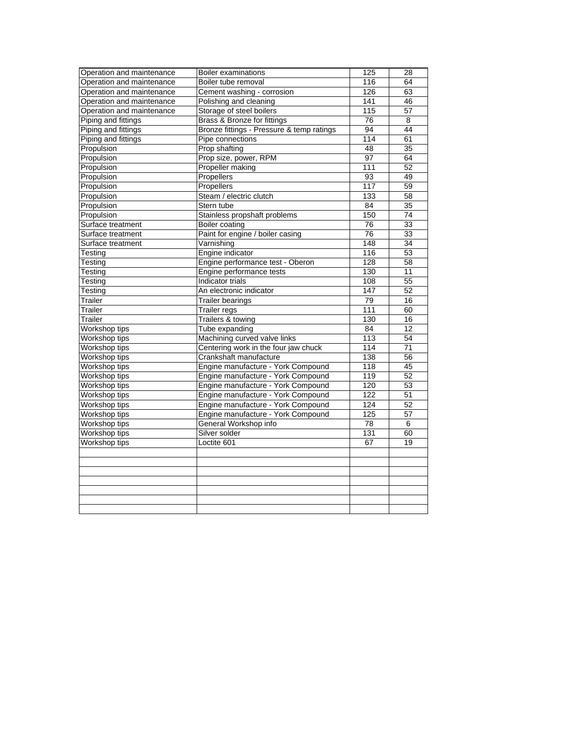| | | | |
|---|---|---|---|
| Operation and maintenance | Boiler examinations | 125 | 28 |
| Operation and maintenance | Boiler tube removal | 116 | 64 |
| Operation and maintenance | Cement washing - corrosion | 126 | 63 |
| Operation and maintenance | Polishing and cleaning | 141 | 46 |
| Operation and maintenance | Storage of steel boilers | 115 | 57 |
| Piping and fittings | Brass & Bronze for fittings | 76 | 8 |
| Piping and fittings | Bronze fittings - Pressure & temp ratings | 94 | 44 |
| Piping and fittings | Pipe connections | 114 | 61 |
| Propulsion | Prop shafting | 48 | 35 |
| Propulsion | Prop size, power, RPM | 97 | 64 |
| Propulsion | Propeller making | 111 | 52 |
| Propulsion | Propellers | 93 | 49 |
| Propulsion | Propellers | 117 | 59 |
| Propulsion | Steam / electric clutch | 133 | 58 |
| Propulsion | Stern tube | 84 | 35 |
| Propulsion | Stainless propshaft problems | 150 | 74 |
| Surface treatment | Boiler coating | 76 | 33 |
| Surface treatment | Paint for engine / boiler casing | 76 | 33 |
| Surface treatment | Varnishing | 148 | 34 |
| Testing | Engine indicator | 116 | 53 |
| Testing | Engine performance test - Oberon | 128 | 58 |
| Testing | Engine performance tests | 130 | 11 |
| Testing | Indicator trials | 108 | 55 |
| Testing | An electronic indicator | 147 | 52 |
| Trailer | Trailer bearings | 79 | 16 |
| Trailer | Trailer regs | 111 | 60 |
| Trailer | Trailers & towing | 130 | 16 |
| Workshop tips | Tube expanding | 84 | 12 |
| Workshop tips | Machining curved valve links | 113 | 54 |
| Workshop tips | Centering work in the four jaw chuck | 114 | 71 |
| Workshop tips | Crankshaft manufacture | 138 | 56 |
| Workshop tips | Engine manufacture - York Compound | 118 | 45 |
| Workshop tips | Engine manufacture - York Compound | 119 | 52 |
| Workshop tips | Engine manufacture - York Compound | 120 | 53 |
| Workshop tips | Engine manufacture - York Compound | 122 | 51 |
| Workshop tips | Engine manufacture - York Compound | 124 | 52 |
| Workshop tips | Engine manufacture - York Compound | 125 | 57 |
| Workshop tips | General Workshop info | 78 | 6 |
| Workshop tips | Silver solder | 131 | 60 |
| Workshop tips | Loctite 601 | 67 | 19 |